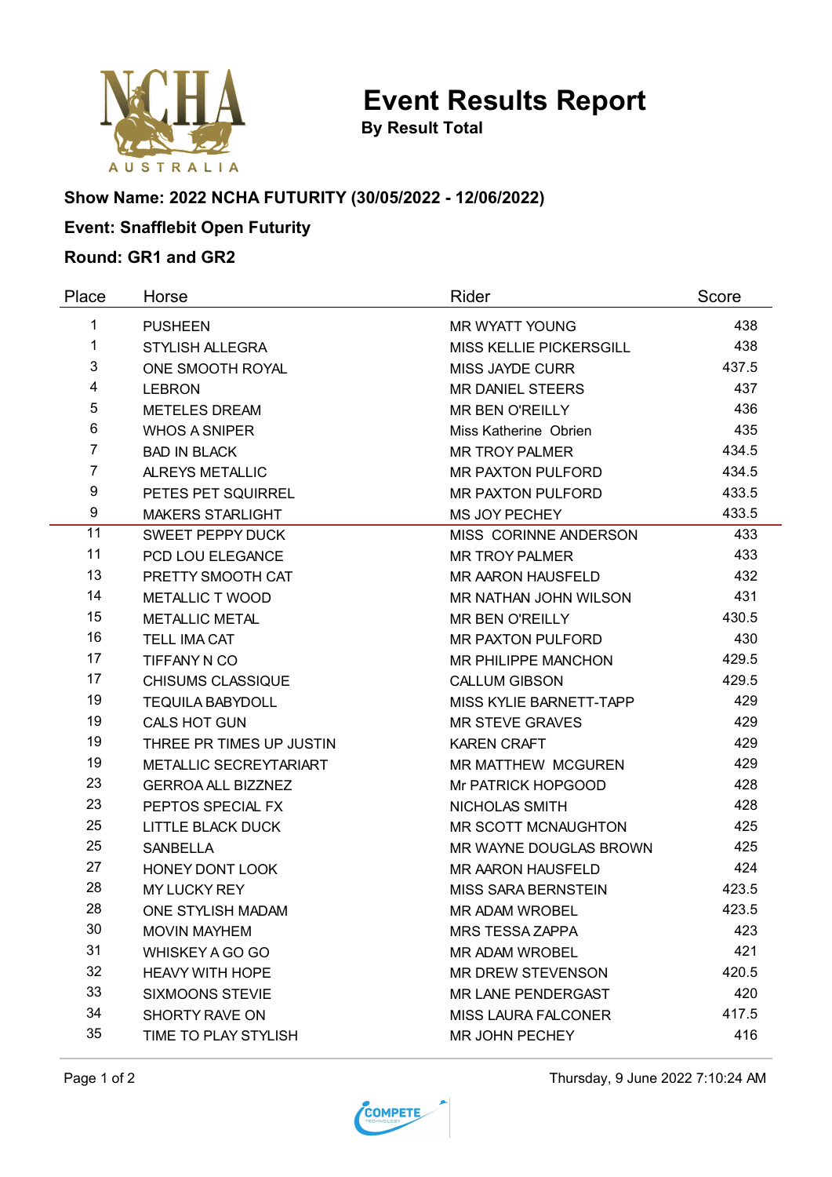# Event Results Report

**By Result Total**

**Show Name: 2022 NCHA FUTURITY (30/05/2022 - 12/06/2022)**

**Event: Snafflebit Open Futurity**

**Round: GR1 and GR2**

| Place | Horse | Rider | Score |
|---|---|---|---|
| 1 | PUSHEEN | MR WYATT YOUNG | 438 |
| 1 | STYLISH ALLEGRA | MISS KELLIE PICKERSGILL | 438 |
| 3 | ONE SMOOTH ROYAL | MISS JAYDE CURR | 437.5 |
| 4 | LEBRON | MR DANIEL STEERS | 437 |
| 5 | METELES DREAM | MR BEN O'REILLY | 436 |
| 6 | WHOS A SNIPER | Miss Katherine Obrien | 435 |
| 7 | BAD IN BLACK | MR TROY PALMER | 434.5 |
| 7 | ALREYS METALLIC | MR PAXTON PULFORD | 434.5 |
| 9 | PETES PET SQUIRREL | MR PAXTON PULFORD | 433.5 |
| 9 | MAKERS STARLIGHT | MS JOY PECHEY | 433.5 |
| 11 | SWEET PEPPY DUCK | MISS CORINNE ANDERSON | 433 |
| 11 | PCD LOU ELEGANCE | MR TROY PALMER | 433 |
| 13 | PRETTY SMOOTH CAT | MR AARON HAUSFELD | 432 |
| 14 | METALLIC T WOOD | MR NATHAN JOHN WILSON | 431 |
| 15 | METALLIC METAL | MR BEN O'REILLY | 430.5 |
| 16 | TELL IMA CAT | MR PAXTON PULFORD | 430 |
| 17 | TIFFANY N CO | MR PHILIPPE MANCHON | 429.5 |
| 17 | CHISUMS CLASSIQUE | CALLUM GIBSON | 429.5 |
| 19 | TEQUILA BABYDOLL | MISS KYLIE BARNETT-TAPP | 429 |
| 19 | CALS HOT GUN | MR STEVE GRAVES | 429 |
| 19 | THREE PR TIMES UP JUSTIN | KAREN CRAFT | 429 |
| 19 | METALLIC SECREYTARIART | MR MATTHEW MCGUREN | 429 |
| 23 | GERROA ALL BIZZNEZ | Mr PATRICK HOPGOOD | 428 |
| 23 | PEPTOS SPECIAL FX | NICHOLAS SMITH | 428 |
| 25 | LITTLE BLACK DUCK | MR SCOTT MCNAUGHTON | 425 |
| 25 | SANBELLA | MR WAYNE DOUGLAS BROWN | 425 |
| 27 | HONEY DONT LOOK | MR AARON HAUSFELD | 424 |
| 28 | MY LUCKY REY | MISS SARA BERNSTEIN | 423.5 |
| 28 | ONE STYLISH MADAM | MR ADAM WROBEL | 423.5 |
| 30 | MOVIN MAYHEM | MRS TESSA ZAPPA | 423 |
| 31 | WHISKEY A GO GO | MR ADAM WROBEL | 421 |
| 32 | HEAVY WITH HOPE | MR DREW STEVENSON | 420.5 |
| 33 | SIXMOONS STEVIE | MR LANE PENDERGAST | 420 |
| 34 | SHORTY RAVE ON | MISS LAURA FALCONER | 417.5 |
| 35 | TIME TO PLAY STYLISH | MR JOHN PECHEY | 416 |

Thursday, 9 June 2022 7:10:24 AM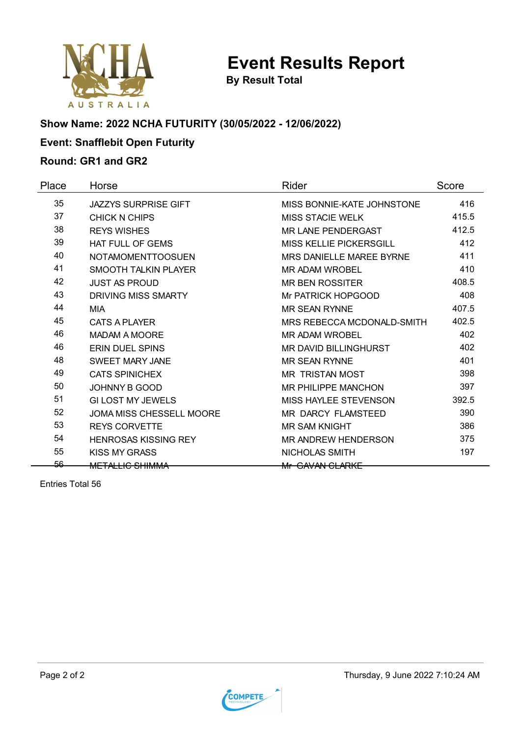# Event Results Report

**By Result Total**

### Show Name: 2022 NCHA FUTURITY (30/05/2022 - 12/06/2022)

### Event: Snafflebit Open Futurity

### Round: GR1 and GR2

| Place | Horse | Rider | Score |
|---|---|---|---|
| 35 | JAZZYS SURPRISE GIFT | MISS BONNIE-KATE JOHNSTONE | 416 |
| 37 | CHICK N CHIPS | MISS STACIE WELK | 415.5 |
| 38 | REYS WISHES | MR LANE PENDERGAST | 412.5 |
| 39 | HAT FULL OF GEMS | MISS KELLIE PICKERSGILL | 412 |
| 40 | NOTAMOMENTTOOSUEN | MRS DANIELLE MAREE BYRNE | 411 |
| 41 | SMOOTH TALKIN PLAYER | MR ADAM WROBEL | 410 |
| 42 | JUST AS PROUD | MR BEN ROSSITER | 408.5 |
| 43 | DRIVING MISS SMARTY | Mr PATRICK HOPGOOD | 408 |
| 44 | MIA | MR SEAN RYNNE | 407.5 |
| 45 | CATS A PLAYER | MRS REBECCA MCDONALD-SMITH | 402.5 |
| 46 | MADAM A MOORE | MR ADAM WROBEL | 402 |
| 46 | ERIN DUEL SPINS | MR DAVID BILLINGHURST | 402 |
| 48 | SWEET MARY JANE | MR SEAN RYNNE | 401 |
| 49 | CATS SPINICHEX | MR TRISTAN MOST | 398 |
| 50 | JOHNNY B GOOD | MR PHILIPPE MANCHON | 397 |
| 51 | GI LOST MY JEWELS | MISS HAYLEE STEVENSON | 392.5 |
| 52 | JOMA MISS CHESSELL MOORE | MR DARCY FLAMSTEED | 390 |
| 53 | REYS CORVETTE | MR SAM KNIGHT | 386 |
| 54 | HENROSAS KISSING REY | MR ANDREW HENDERSON | 375 |
| 55 | KISS MY GRASS | NICHOLAS SMITH | 197 |
| ~~56~~ | ~~METALLIC SHIMMA~~ | ~~Mr GAVAN CLARKE~~ | |

Entries Total 56

Thursday, 9 June 2022 7:10:24 AM